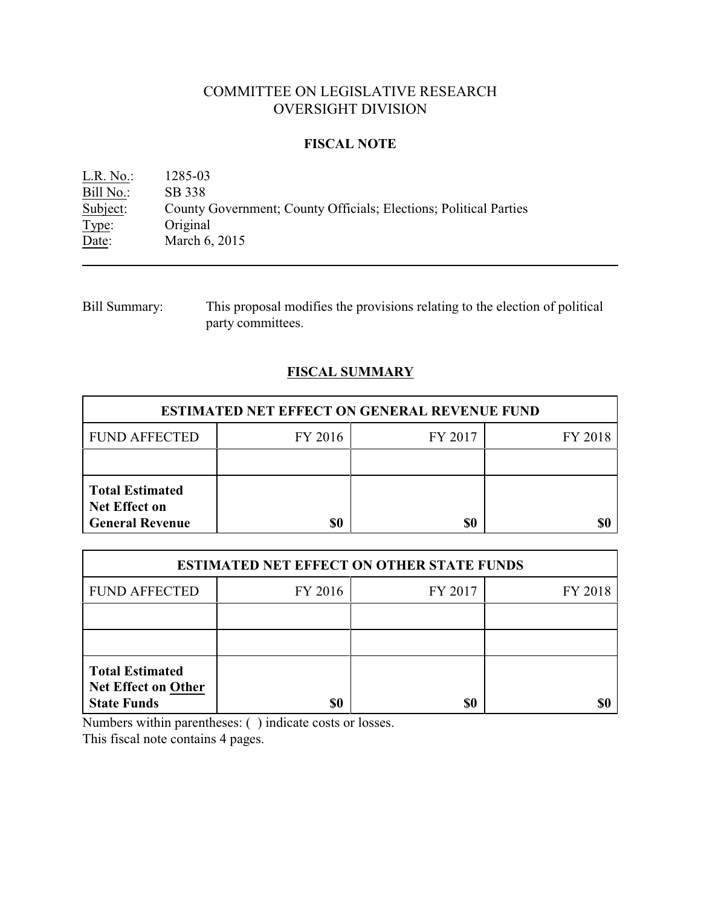# COMMITTEE ON LEGISLATIVE RESEARCH
# OVERSIGHT DIVISION

## FISCAL NOTE

L.R. No.: 1285-03
Bill No.: SB 338
Subject: County Government; County Officials; Elections; Political Parties
Type: Original
Date: March 6, 2015

---

Bill Summary: This proposal modifies the provisions relating to the election of political party committees.

## FISCAL SUMMARY

| ESTIMATED NET EFFECT ON GENERAL REVENUE FUND | | | |
|---|---|---|---|
| FUND AFFECTED | FY 2016 | FY 2017 | FY 2018 |
| | | | |
| **Total Estimated Net Effect on General Revenue** | **$0** | **$0** | **$0** |

| ESTIMATED NET EFFECT ON OTHER STATE FUNDS | | | |
|---|---|---|---|
| FUND AFFECTED | FY 2016 | FY 2017 | FY 2018 |
| | | | |
| | | | |
| **Total Estimated Net Effect on Other State Funds** | **$0** | **$0** | **$0** |

Numbers within parentheses: ( ) indicate costs or losses.
This fiscal note contains 4 pages.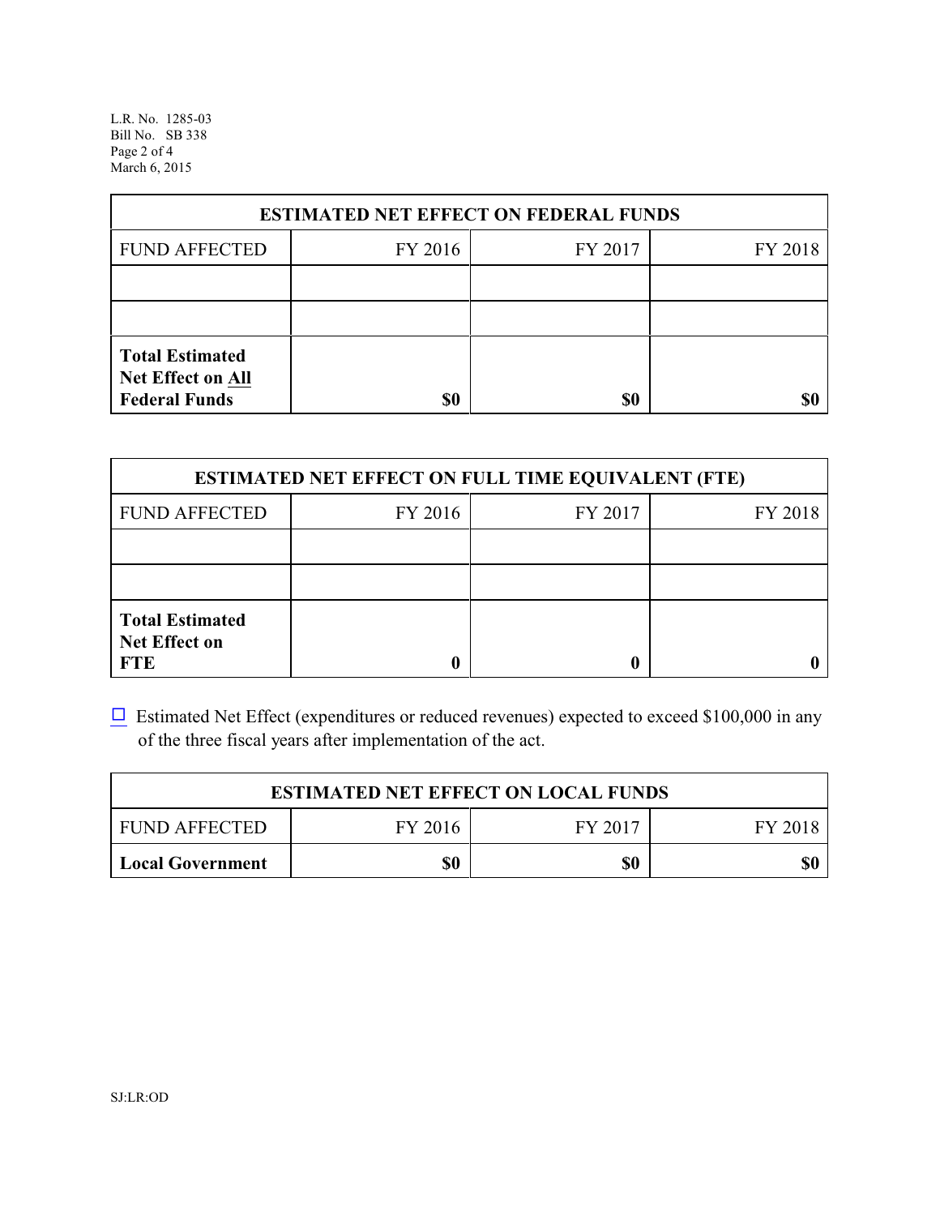| ESTIMATED NET EFFECT ON FEDERAL FUNDS | | | |
|---|---|---|---|
| FUND AFFECTED | FY 2016 | FY 2017 | FY 2018 |
| | | | |
| | | | |
| **Total Estimated Net Effect on All Federal Funds** | **$0** | **$0** | **$0** |

| ESTIMATED NET EFFECT ON FULL TIME EQUIVALENT (FTE) | | | |
|---|---|---|---|
| FUND AFFECTED | FY 2016 | FY 2017 | FY 2018 |
| | | | |
| | | | |
| **Total Estimated Net Effect on FTE** | **0** | **0** | **0** |

☐ Estimated Net Effect (expenditures or reduced revenues) expected to exceed $100,000 in any of the three fiscal years after implementation of the act.

| ESTIMATED NET EFFECT ON LOCAL FUNDS | | | |
|---|---|---|---|
| FUND AFFECTED | FY 2016 | FY 2017 | FY 2018 |
| **Local Government** | **$0** | **$0** | **$0** |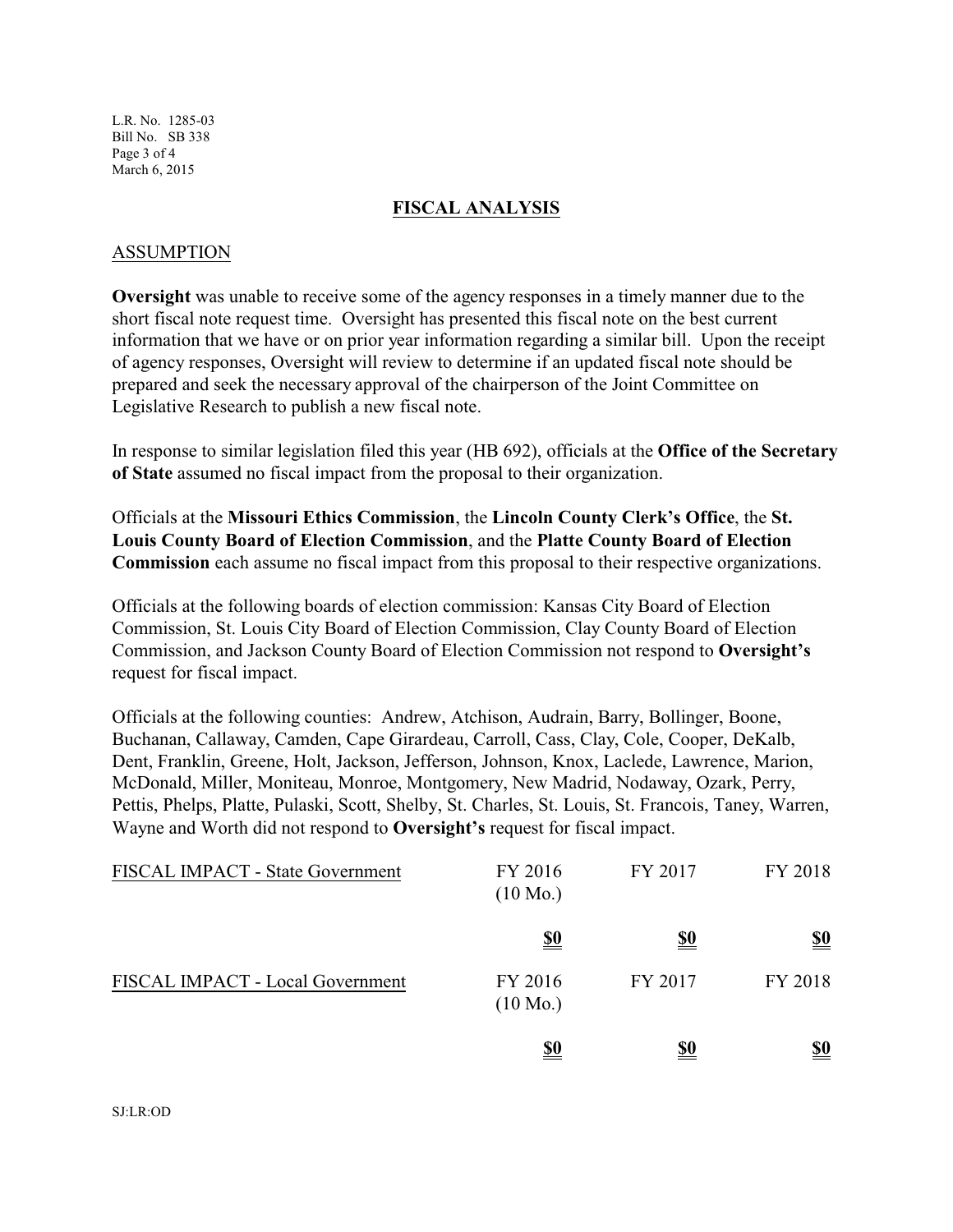## FISCAL ANALYSIS

### ASSUMPTION

**Oversight** was unable to receive some of the agency responses in a timely manner due to the short fiscal note request time. Oversight has presented this fiscal note on the best current information that we have or on prior year information regarding a similar bill. Upon the receipt of agency responses, Oversight will review to determine if an updated fiscal note should be prepared and seek the necessary approval of the chairperson of the Joint Committee on Legislative Research to publish a new fiscal note.

In response to similar legislation filed this year (HB 692), officials at the **Office of the Secretary of State** assumed no fiscal impact from the proposal to their organization.

Officials at the **Missouri Ethics Commission**, the **Lincoln County Clerk's Office**, the **St. Louis County Board of Election Commission**, and the **Platte County Board of Election Commission** each assume no fiscal impact from this proposal to their respective organizations.

Officials at the following boards of election commission: Kansas City Board of Election Commission, St. Louis City Board of Election Commission, Clay County Board of Election Commission, and Jackson County Board of Election Commission not respond to **Oversight's** request for fiscal impact.

Officials at the following counties: Andrew, Atchison, Audrain, Barry, Bollinger, Boone, Buchanan, Callaway, Camden, Cape Girardeau, Carroll, Cass, Clay, Cole, Cooper, DeKalb, Dent, Franklin, Greene, Holt, Jackson, Jefferson, Johnson, Knox, Laclede, Lawrence, Marion, McDonald, Miller, Moniteau, Monroe, Montgomery, New Madrid, Nodaway, Ozark, Perry, Pettis, Phelps, Platte, Pulaski, Scott, Shelby, St. Charles, St. Louis, St. Francois, Taney, Warren, Wayne and Worth did not respond to **Oversight's** request for fiscal impact.

| FISCAL IMPACT - State Government | FY 2016 (10 Mo.) | FY 2017 | FY 2018 |
|---|---|---|---|
| | **$0** | **$0** | **$0** |

| FISCAL IMPACT - Local Government | FY 2016 (10 Mo.) | FY 2017 | FY 2018 |
|---|---|---|---|
| | **$0** | **$0** | **$0** |

SJ:LR:OD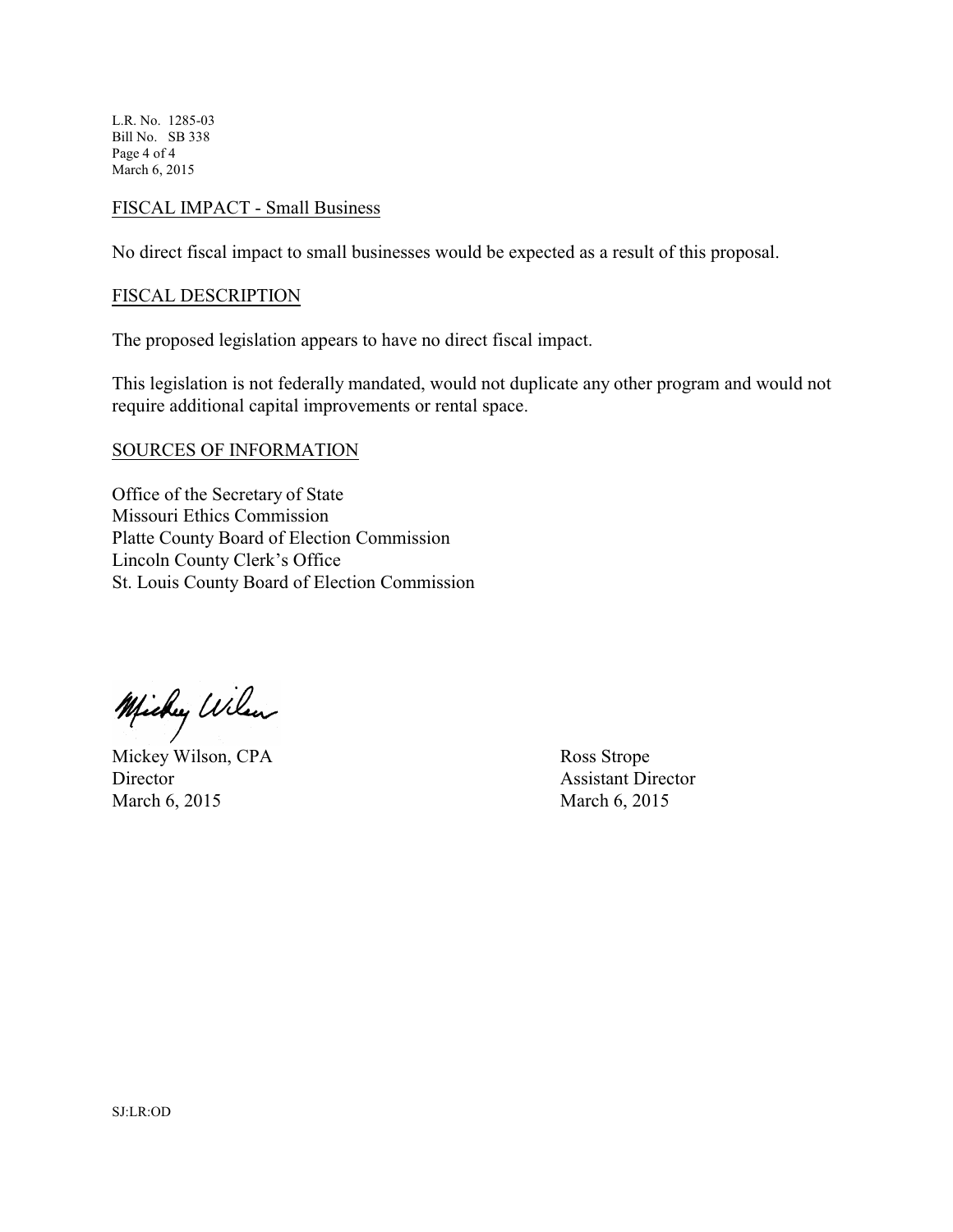L.R. No. 1285-03
Bill No. SB 338
March 6, 2015

FISCAL IMPACT - Small Business

No direct fiscal impact to small businesses would be expected as a result of this proposal.

FISCAL DESCRIPTION

The proposed legislation appears to have no direct fiscal impact.

This legislation is not federally mandated, would not duplicate any other program and would not require additional capital improvements or rental space.

SOURCES OF INFORMATION

Office of the Secretary of State
Missouri Ethics Commission
Platte County Board of Election Commission
Lincoln County Clerk's Office
St. Louis County Board of Election Commission

Mickey Wilson, CPA
Director
March 6, 2015

Ross Strope
Assistant Director
March 6, 2015

SJ:LR:OD